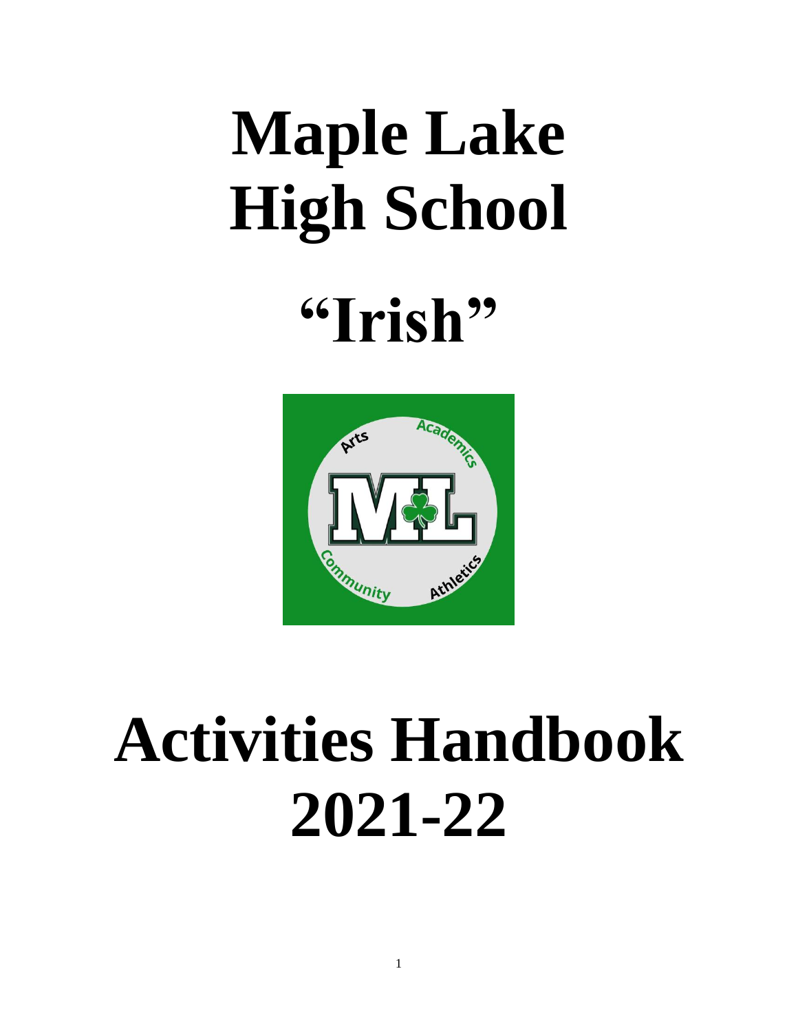# Maple Lake High School

# "Irish"

# Activities Handbook 2021-22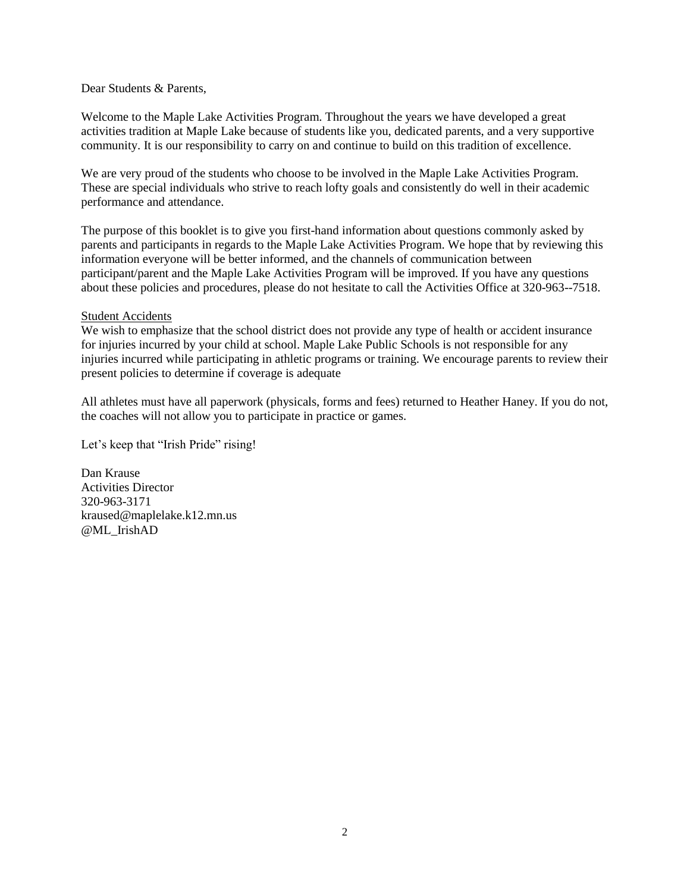Dear Students & Parents,

Welcome to the Maple Lake Activities Program. Throughout the years we have developed a great activities tradition at Maple Lake because of students like you, dedicated parents, and a very supportive community. It is our responsibility to carry on and continue to build on this tradition of excellence.

We are very proud of the students who choose to be involved in the Maple Lake Activities Program. These are special individuals who strive to reach lofty goals and consistently do well in their academic performance and attendance.

The purpose of this booklet is to give you first-hand information about questions commonly asked by parents and participants in regards to the Maple Lake Activities Program. We hope that by reviewing this information everyone will be better informed, and the channels of communication between participant/parent and the Maple Lake Activities Program will be improved. If you have any questions about these policies and procedures, please do not hesitate to call the Activities Office at 320-963--7518.

<u>Student Accidents</u>

We wish to emphasize that the school district does not provide any type of health or accident insurance for injuries incurred by your child at school. Maple Lake Public Schools is not responsible for any injuries incurred while participating in athletic programs or training. We encourage parents to review their present policies to determine if coverage is adequate

All athletes must have all paperwork (physicals, forms and fees) returned to Heather Haney. If you do not, the coaches will not allow you to participate in practice or games.

Let's keep that "Irish Pride" rising!

Dan Krause
Activities Director
320-963-3171
kraused@maplelake.k12.mn.us
@ML_IrishAD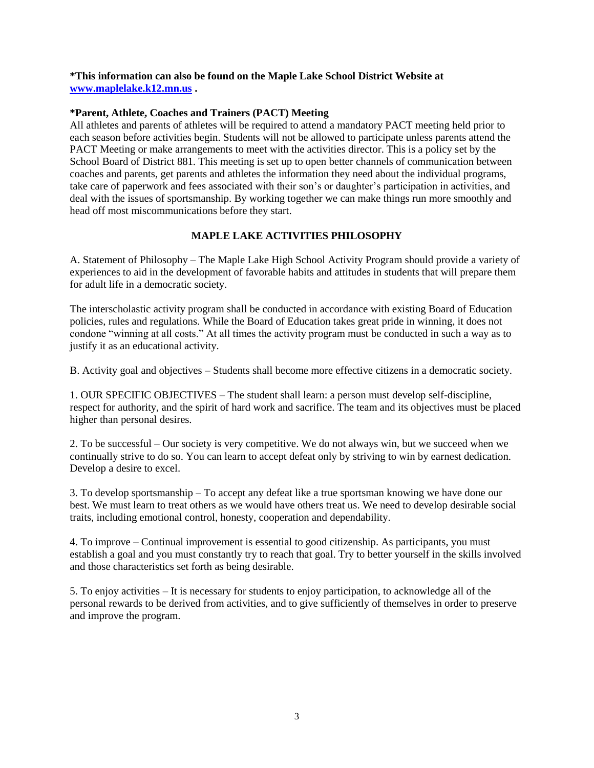**\*This information can also be found on the Maple Lake School District Website at [www.maplelake.k12.mn.us](http://www.maplelake.k12.mn.us) .**

**\*Parent, Athlete, Coaches and Trainers (PACT) Meeting**

All athletes and parents of athletes will be required to attend a mandatory PACT meeting held prior to each season before activities begin. Students will not be allowed to participate unless parents attend the PACT Meeting or make arrangements to meet with the activities director. This is a policy set by the School Board of District 881. This meeting is set up to open better channels of communication between coaches and parents, get parents and athletes the information they need about the individual programs, take care of paperwork and fees associated with their son's or daughter's participation in activities, and deal with the issues of sportsmanship. By working together we can make things run more smoothly and head off most miscommunications before they start.

## MAPLE LAKE ACTIVITIES PHILOSOPHY

A. Statement of Philosophy – The Maple Lake High School Activity Program should provide a variety of experiences to aid in the development of favorable habits and attitudes in students that will prepare them for adult life in a democratic society.

The interscholastic activity program shall be conducted in accordance with existing Board of Education policies, rules and regulations. While the Board of Education takes great pride in winning, it does not condone "winning at all costs." At all times the activity program must be conducted in such a way as to justify it as an educational activity.

B. Activity goal and objectives – Students shall become more effective citizens in a democratic society.

1. OUR SPECIFIC OBJECTIVES – The student shall learn: a person must develop self-discipline, respect for authority, and the spirit of hard work and sacrifice. The team and its objectives must be placed higher than personal desires.

2. To be successful – Our society is very competitive. We do not always win, but we succeed when we continually strive to do so. You can learn to accept defeat only by striving to win by earnest dedication. Develop a desire to excel.

3. To develop sportsmanship – To accept any defeat like a true sportsman knowing we have done our best. We must learn to treat others as we would have others treat us. We need to develop desirable social traits, including emotional control, honesty, cooperation and dependability.

4. To improve – Continual improvement is essential to good citizenship. As participants, you must establish a goal and you must constantly try to reach that goal. Try to better yourself in the skills involved and those characteristics set forth as being desirable.

5. To enjoy activities – It is necessary for students to enjoy participation, to acknowledge all of the personal rewards to be derived from activities, and to give sufficiently of themselves in order to preserve and improve the program.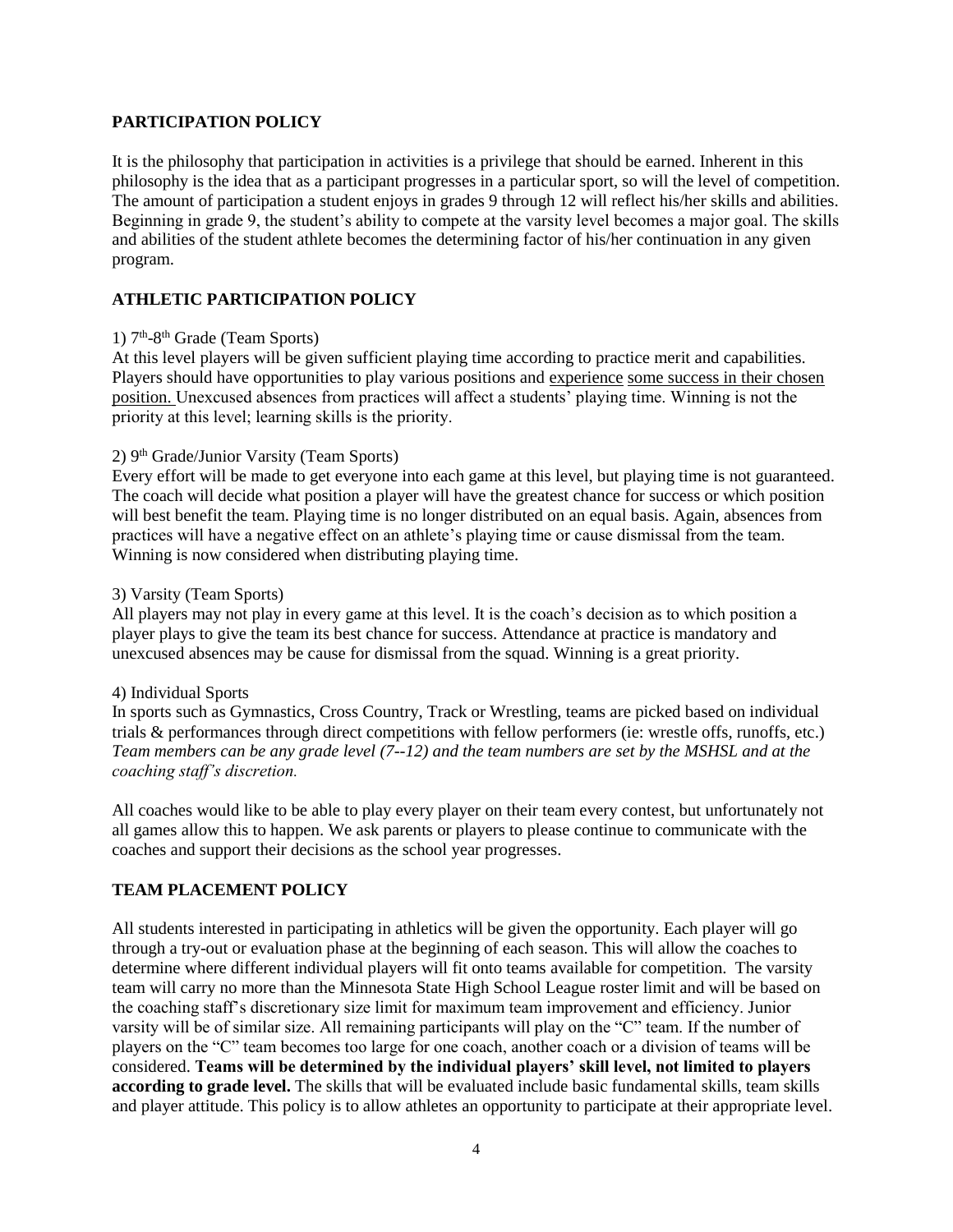## PARTICIPATION POLICY

It is the philosophy that participation in activities is a privilege that should be earned. Inherent in this philosophy is the idea that as a participant progresses in a particular sport, so will the level of competition. The amount of participation a student enjoys in grades 9 through 12 will reflect his/her skills and abilities. Beginning in grade 9, the student's ability to compete at the varsity level becomes a major goal. The skills and abilities of the student athlete becomes the determining factor of his/her continuation in any given program.

## ATHLETIC PARTICIPATION POLICY

1) 7th-8th Grade (Team Sports)
At this level players will be given sufficient playing time according to practice merit and capabilities. Players should have opportunities to play various positions and experience some success in their chosen position. Unexcused absences from practices will affect a students' playing time. Winning is not the priority at this level; learning skills is the priority.

2) 9th Grade/Junior Varsity (Team Sports)
Every effort will be made to get everyone into each game at this level, but playing time is not guaranteed. The coach will decide what position a player will have the greatest chance for success or which position will best benefit the team. Playing time is no longer distributed on an equal basis. Again, absences from practices will have a negative effect on an athlete's playing time or cause dismissal from the team. Winning is now considered when distributing playing time.

3) Varsity (Team Sports)
All players may not play in every game at this level. It is the coach's decision as to which position a player plays to give the team its best chance for success. Attendance at practice is mandatory and unexcused absences may be cause for dismissal from the squad. Winning is a great priority.

4) Individual Sports
In sports such as Gymnastics, Cross Country, Track or Wrestling, teams are picked based on individual trials & performances through direct competitions with fellow performers (ie: wrestle offs, runoffs, etc.) *Team members can be any grade level (7--12) and the team numbers are set by the MSHSL and at the coaching staff's discretion.*

All coaches would like to be able to play every player on their team every contest, but unfortunately not all games allow this to happen. We ask parents or players to please continue to communicate with the coaches and support their decisions as the school year progresses.

## TEAM PLACEMENT POLICY

All students interested in participating in athletics will be given the opportunity. Each player will go through a try-out or evaluation phase at the beginning of each season. This will allow the coaches to determine where different individual players will fit onto teams available for competition. The varsity team will carry no more than the Minnesota State High School League roster limit and will be based on the coaching staff's discretionary size limit for maximum team improvement and efficiency. Junior varsity will be of similar size. All remaining participants will play on the "C" team. If the number of players on the "C" team becomes too large for one coach, another coach or a division of teams will be considered. **Teams will be determined by the individual players' skill level, not limited to players according to grade level.** The skills that will be evaluated include basic fundamental skills, team skills and player attitude. This policy is to allow athletes an opportunity to participate at their appropriate level.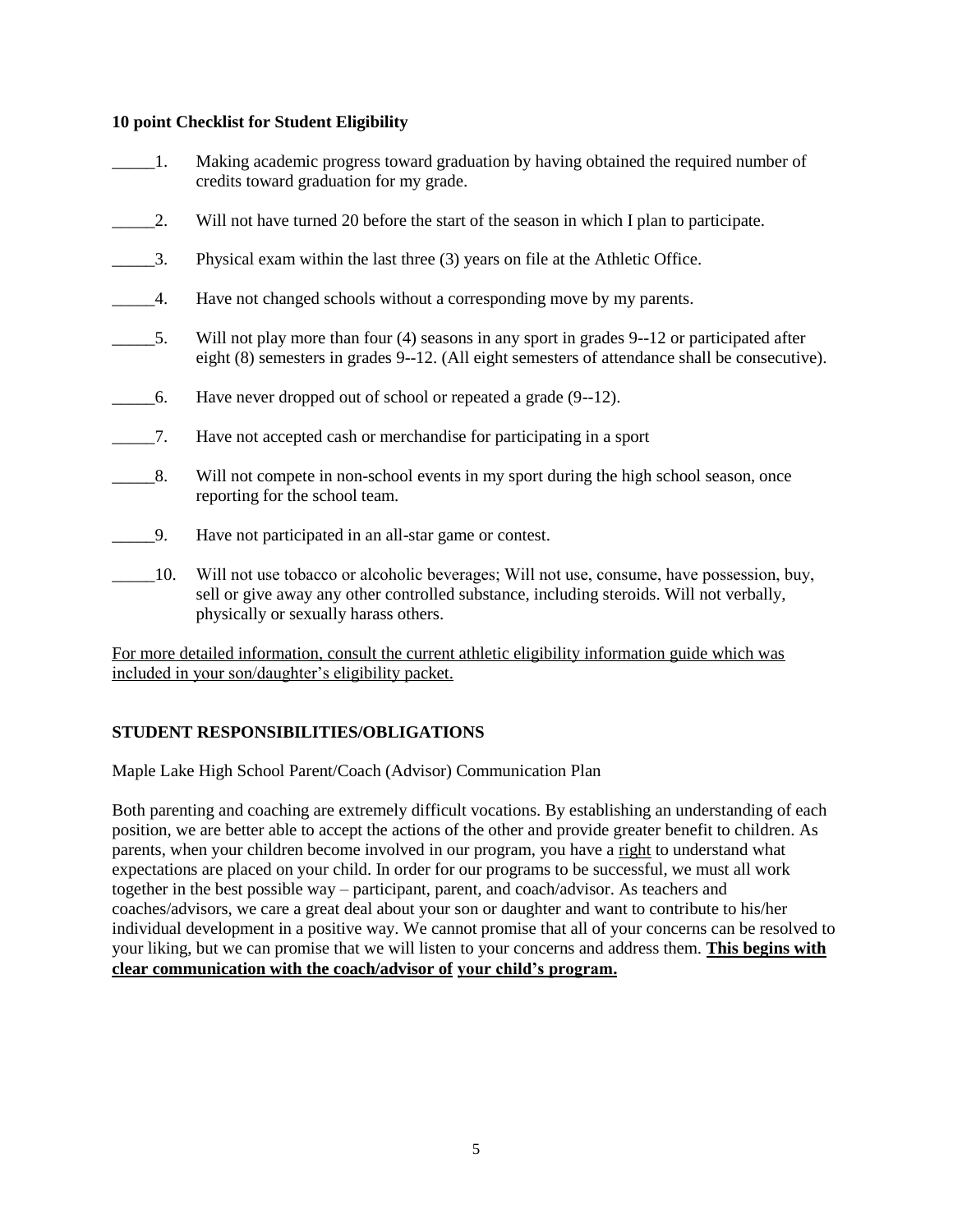**10 point Checklist for Student Eligibility**

_____1. Making academic progress toward graduation by having obtained the required number of credits toward graduation for my grade.

_____2. Will not have turned 20 before the start of the season in which I plan to participate.

_____3. Physical exam within the last three (3) years on file at the Athletic Office.

_____4. Have not changed schools without a corresponding move by my parents.

_____5. Will not play more than four (4) seasons in any sport in grades 9--12 or participated after eight (8) semesters in grades 9--12. (All eight semesters of attendance shall be consecutive).

_____6. Have never dropped out of school or repeated a grade (9--12).

_____7. Have not accepted cash or merchandise for participating in a sport

_____8. Will not compete in non-school events in my sport during the high school season, once reporting for the school team.

_____9. Have not participated in an all-star game or contest.

_____10. Will not use tobacco or alcoholic beverages; Will not use, consume, have possession, buy, sell or give away any other controlled substance, including steroids. Will not verbally, physically or sexually harass others.

<u>For more detailed information, consult the current athletic eligibility information guide which was included in your son/daughter's eligibility packet.</u>

**STUDENT RESPONSIBILITIES/OBLIGATIONS**

Maple Lake High School Parent/Coach (Advisor) Communication Plan

Both parenting and coaching are extremely difficult vocations. By establishing an understanding of each position, we are better able to accept the actions of the other and provide greater benefit to children. As parents, when your children become involved in our program, you have a <u>right</u> to understand what expectations are placed on your child. In order for our programs to be successful, we must all work together in the best possible way – participant, parent, and coach/advisor. As teachers and coaches/advisors, we care a great deal about your son or daughter and want to contribute to his/her individual development in a positive way. We cannot promise that all of your concerns can be resolved to your liking, but we can promise that we will listen to your concerns and address them. **<u>This begins with clear communication with the coach/advisor of your child's program.</u>**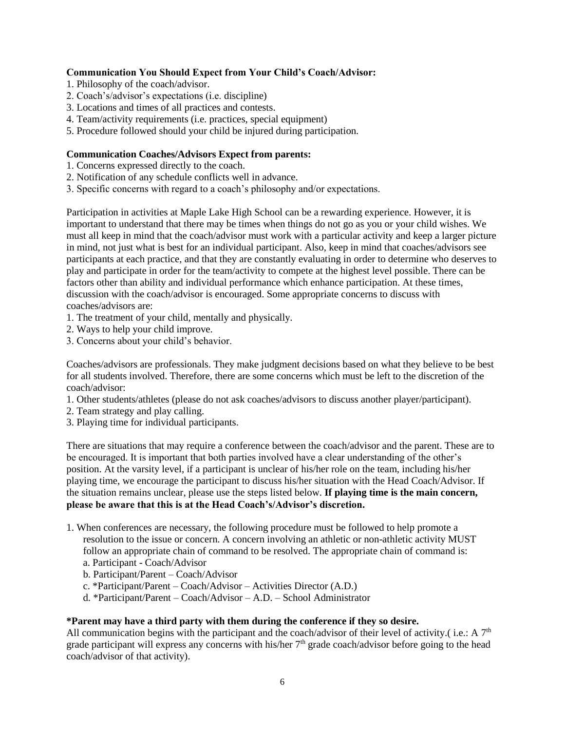**Communication You Should Expect from Your Child's Coach/Advisor:**

1. Philosophy of the coach/advisor.
2. Coach's/advisor's expectations (i.e. discipline)
3. Locations and times of all practices and contests.
4. Team/activity requirements (i.e. practices, special equipment)
5. Procedure followed should your child be injured during participation.

**Communication Coaches/Advisors Expect from parents:**

1. Concerns expressed directly to the coach.
2. Notification of any schedule conflicts well in advance.
3. Specific concerns with regard to a coach's philosophy and/or expectations.

Participation in activities at Maple Lake High School can be a rewarding experience. However, it is important to understand that there may be times when things do not go as you or your child wishes. We must all keep in mind that the coach/advisor must work with a particular activity and keep a larger picture in mind, not just what is best for an individual participant. Also, keep in mind that coaches/advisors see participants at each practice, and that they are constantly evaluating in order to determine who deserves to play and participate in order for the team/activity to compete at the highest level possible. There can be factors other than ability and individual performance which enhance participation. At these times, discussion with the coach/advisor is encouraged. Some appropriate concerns to discuss with coaches/advisors are:

1. The treatment of your child, mentally and physically.
2. Ways to help your child improve.
3. Concerns about your child's behavior.

Coaches/advisors are professionals. They make judgment decisions based on what they believe to be best for all students involved. Therefore, there are some concerns which must be left to the discretion of the coach/advisor:

1. Other students/athletes (please do not ask coaches/advisors to discuss another player/participant).
2. Team strategy and play calling.
3. Playing time for individual participants.

There are situations that may require a conference between the coach/advisor and the parent. These are to be encouraged. It is important that both parties involved have a clear understanding of the other's position. At the varsity level, if a participant is unclear of his/her role on the team, including his/her playing time, we encourage the participant to discuss his/her situation with the Head Coach/Advisor. If the situation remains unclear, please use the steps listed below. **If playing time is the main concern, please be aware that this is at the Head Coach's/Advisor's discretion.**

1. When conferences are necessary, the following procedure must be followed to help promote a resolution to the issue or concern. A concern involving an athletic or non-athletic activity MUST follow an appropriate chain of command to be resolved. The appropriate chain of command is:
   a. Participant - Coach/Advisor
   b. Participant/Parent – Coach/Advisor
   c. *Participant/Parent – Coach/Advisor – Activities Director (A.D.)
   d. *Participant/Parent – Coach/Advisor – A.D. – School Administrator

**\*Parent may have a third party with them during the conference if they so desire.**

All communication begins with the participant and the coach/advisor of their level of activity.( i.e.: A 7th grade participant will express any concerns with his/her 7th grade coach/advisor before going to the head coach/advisor of that activity).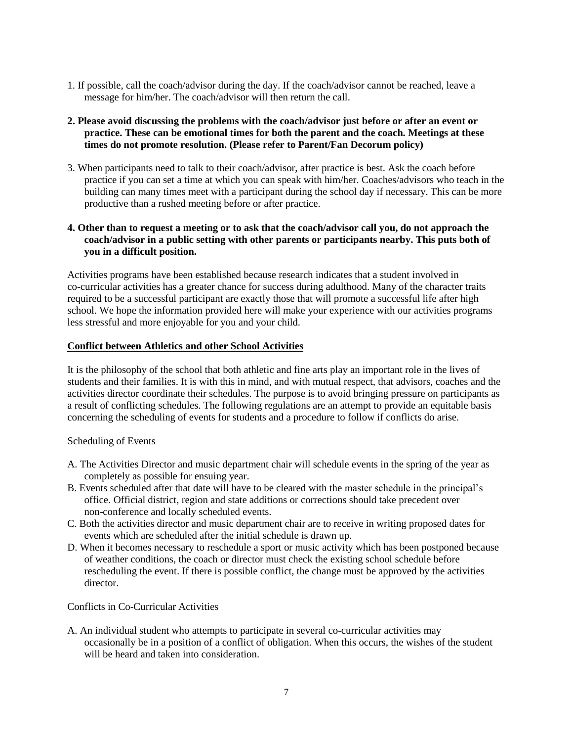1. If possible, call the coach/advisor during the day. If the coach/advisor cannot be reached, leave a message for him/her. The coach/advisor will then return the call.

2. **Please avoid discussing the problems with the coach/advisor just before or after an event or practice. These can be emotional times for both the parent and the coach. Meetings at these times do not promote resolution. (Please refer to Parent/Fan Decorum policy)**

3. When participants need to talk to their coach/advisor, after practice is best. Ask the coach before practice if you can set a time at which you can speak with him/her. Coaches/advisors who teach in the building can many times meet with a participant during the school day if necessary. This can be more productive than a rushed meeting before or after practice.

4. **Other than to request a meeting or to ask that the coach/advisor call you, do not approach the coach/advisor in a public setting with other parents or participants nearby. This puts both of you in a difficult position.**

Activities programs have been established because research indicates that a student involved in co-curricular activities has a greater chance for success during adulthood. Many of the character traits required to be a successful participant are exactly those that will promote a successful life after high school. We hope the information provided here will make your experience with our activities programs less stressful and more enjoyable for you and your child.

## Conflict between Athletics and other School Activities

It is the philosophy of the school that both athletic and fine arts play an important role in the lives of students and their families. It is with this in mind, and with mutual respect, that advisors, coaches and the activities director coordinate their schedules. The purpose is to avoid bringing pressure on participants as a result of conflicting schedules. The following regulations are an attempt to provide an equitable basis concerning the scheduling of events for students and a procedure to follow if conflicts do arise.

Scheduling of Events

A. The Activities Director and music department chair will schedule events in the spring of the year as completely as possible for ensuing year.
B. Events scheduled after that date will have to be cleared with the master schedule in the principal's office. Official district, region and state additions or corrections should take precedent over non-conference and locally scheduled events.
C. Both the activities director and music department chair are to receive in writing proposed dates for events which are scheduled after the initial schedule is drawn up.
D. When it becomes necessary to reschedule a sport or music activity which has been postponed because of weather conditions, the coach or director must check the existing school schedule before rescheduling the event. If there is possible conflict, the change must be approved by the activities director.

Conflicts in Co-Curricular Activities

A. An individual student who attempts to participate in several co-curricular activities may occasionally be in a position of a conflict of obligation. When this occurs, the wishes of the student will be heard and taken into consideration.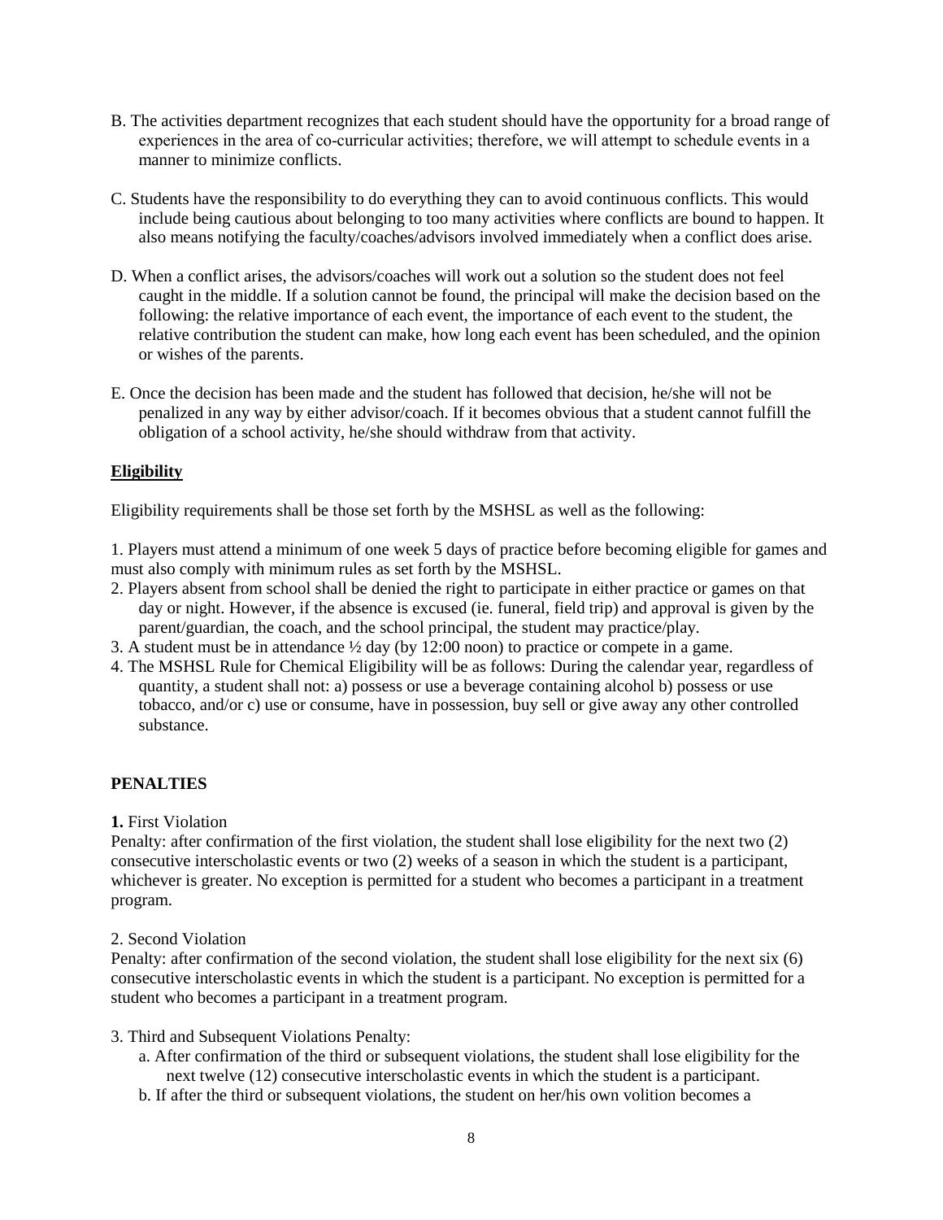B. The activities department recognizes that each student should have the opportunity for a broad range of experiences in the area of co-curricular activities; therefore, we will attempt to schedule events in a manner to minimize conflicts.

C. Students have the responsibility to do everything they can to avoid continuous conflicts. This would include being cautious about belonging to too many activities where conflicts are bound to happen. It also means notifying the faculty/coaches/advisors involved immediately when a conflict does arise.

D. When a conflict arises, the advisors/coaches will work out a solution so the student does not feel caught in the middle. If a solution cannot be found, the principal will make the decision based on the following: the relative importance of each event, the importance of each event to the student, the relative contribution the student can make, how long each event has been scheduled, and the opinion or wishes of the parents.

E. Once the decision has been made and the student has followed that decision, he/she will not be penalized in any way by either advisor/coach. If it becomes obvious that a student cannot fulfill the obligation of a school activity, he/she should withdraw from that activity.

## Eligibility

Eligibility requirements shall be those set forth by the MSHSL as well as the following:

1. Players must attend a minimum of one week 5 days of practice before becoming eligible for games and must also comply with minimum rules as set forth by the MSHSL.
2. Players absent from school shall be denied the right to participate in either practice or games on that day or night. However, if the absence is excused (ie. funeral, field trip) and approval is given by the parent/guardian, the coach, and the school principal, the student may practice/play.
3. A student must be in attendance ½ day (by 12:00 noon) to practice or compete in a game.
4. The MSHSL Rule for Chemical Eligibility will be as follows: During the calendar year, regardless of quantity, a student shall not: a) possess or use a beverage containing alcohol b) possess or use tobacco, and/or c) use or consume, have in possession, buy sell or give away any other controlled substance.

## PENALTIES

**1.** First Violation

Penalty: after confirmation of the first violation, the student shall lose eligibility for the next two (2) consecutive interscholastic events or two (2) weeks of a season in which the student is a participant, whichever is greater. No exception is permitted for a student who becomes a participant in a treatment program.

2. Second Violation

Penalty: after confirmation of the second violation, the student shall lose eligibility for the next six (6) consecutive interscholastic events in which the student is a participant. No exception is permitted for a student who becomes a participant in a treatment program.

3. Third and Subsequent Violations Penalty:

a. After confirmation of the third or subsequent violations, the student shall lose eligibility for the next twelve (12) consecutive interscholastic events in which the student is a participant.

b. If after the third or subsequent violations, the student on her/his own volition becomes a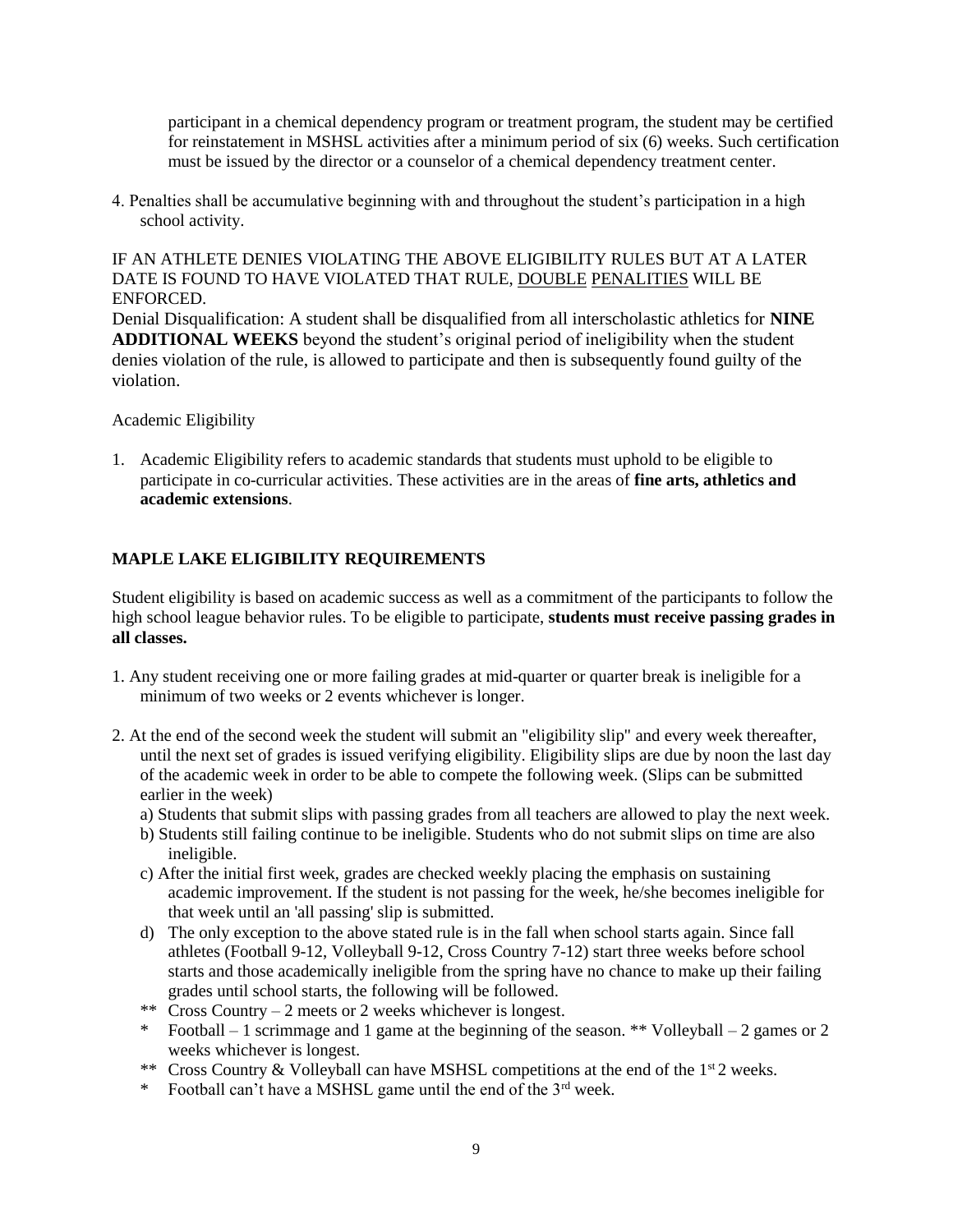participant in a chemical dependency program or treatment program, the student may be certified for reinstatement in MSHSL activities after a minimum period of six (6) weeks. Such certification must be issued by the director or a counselor of a chemical dependency treatment center.

4. Penalties shall be accumulative beginning with and throughout the student's participation in a high school activity.

IF AN ATHLETE DENIES VIOLATING THE ABOVE ELIGIBILITY RULES BUT AT A LATER DATE IS FOUND TO HAVE VIOLATED THAT RULE, DOUBLE PENALITIES WILL BE ENFORCED.

Denial Disqualification: A student shall be disqualified from all interscholastic athletics for **NINE ADDITIONAL WEEKS** beyond the student's original period of ineligibility when the student denies violation of the rule, is allowed to participate and then is subsequently found guilty of the violation.

Academic Eligibility

1. Academic Eligibility refers to academic standards that students must uphold to be eligible to participate in co-curricular activities. These activities are in the areas of **fine arts, athletics and academic extensions**.

## MAPLE LAKE ELIGIBILITY REQUIREMENTS

Student eligibility is based on academic success as well as a commitment of the participants to follow the high school league behavior rules. To be eligible to participate, **students must receive passing grades in all classes.**

1. Any student receiving one or more failing grades at mid-quarter or quarter break is ineligible for a minimum of two weeks or 2 events whichever is longer.

2. At the end of the second week the student will submit an "eligibility slip" and every week thereafter, until the next set of grades is issued verifying eligibility. Eligibility slips are due by noon the last day of the academic week in order to be able to compete the following week. (Slips can be submitted earlier in the week)
   a) Students that submit slips with passing grades from all teachers are allowed to play the next week.
   b) Students still failing continue to be ineligible. Students who do not submit slips on time are also ineligible.
   c) After the initial first week, grades are checked weekly placing the emphasis on sustaining academic improvement. If the student is not passing for the week, he/she becomes ineligible for that week until an 'all passing' slip is submitted.
   d) The only exception to the above stated rule is in the fall when school starts again. Since fall athletes (Football 9-12, Volleyball 9-12, Cross Country 7-12) start three weeks before school starts and those academically ineligible from the spring have no chance to make up their failing grades until school starts, the following will be followed.
   ** Cross Country – 2 meets or 2 weeks whichever is longest.
   * Football – 1 scrimmage and 1 game at the beginning of the season. ** Volleyball – 2 games or 2 weeks whichever is longest.
   ** Cross Country & Volleyball can have MSHSL competitions at the end of the 1st 2 weeks.
   * Football can't have a MSHSL game until the end of the 3rd week.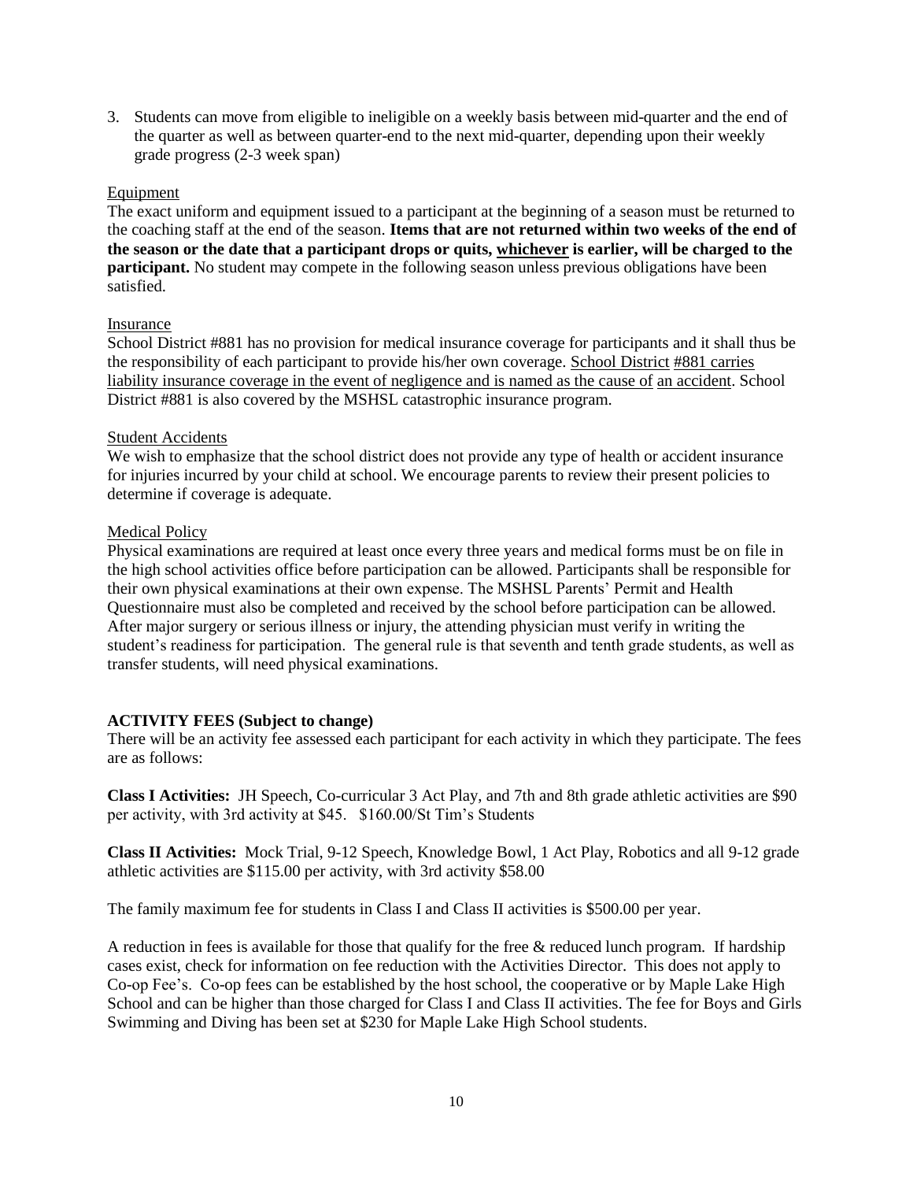3. Students can move from eligible to ineligible on a weekly basis between mid-quarter and the end of the quarter as well as between quarter-end to the next mid-quarter, depending upon their weekly grade progress (2-3 week span)

Equipment

The exact uniform and equipment issued to a participant at the beginning of a season must be returned to the coaching staff at the end of the season. **Items that are not returned within two weeks of the end of the season or the date that a participant drops or quits, whichever is earlier, will be charged to the participant.** No student may compete in the following season unless previous obligations have been satisfied.

Insurance

School District #881 has no provision for medical insurance coverage for participants and it shall thus be the responsibility of each participant to provide his/her own coverage. School District #881 carries liability insurance coverage in the event of negligence and is named as the cause of an accident. School District #881 is also covered by the MSHSL catastrophic insurance program.

Student Accidents

We wish to emphasize that the school district does not provide any type of health or accident insurance for injuries incurred by your child at school. We encourage parents to review their present policies to determine if coverage is adequate.

Medical Policy

Physical examinations are required at least once every three years and medical forms must be on file in the high school activities office before participation can be allowed. Participants shall be responsible for their own physical examinations at their own expense. The MSHSL Parents' Permit and Health Questionnaire must also be completed and received by the school before participation can be allowed. After major surgery or serious illness or injury, the attending physician must verify in writing the student's readiness for participation. The general rule is that seventh and tenth grade students, as well as transfer students, will need physical examinations.

**ACTIVITY FEES (Subject to change)**

There will be an activity fee assessed each participant for each activity in which they participate. The fees are as follows:

**Class I Activities:** JH Speech, Co-curricular 3 Act Play, and 7th and 8th grade athletic activities are $90 per activity, with 3rd activity at $45. $160.00/St Tim's Students

**Class II Activities:** Mock Trial, 9-12 Speech, Knowledge Bowl, 1 Act Play, Robotics and all 9-12 grade athletic activities are $115.00 per activity, with 3rd activity $58.00

The family maximum fee for students in Class I and Class II activities is $500.00 per year.

A reduction in fees is available for those that qualify for the free & reduced lunch program. If hardship cases exist, check for information on fee reduction with the Activities Director. This does not apply to Co-op Fee's. Co-op fees can be established by the host school, the cooperative or by Maple Lake High School and can be higher than those charged for Class I and Class II activities. The fee for Boys and Girls Swimming and Diving has been set at $230 for Maple Lake High School students.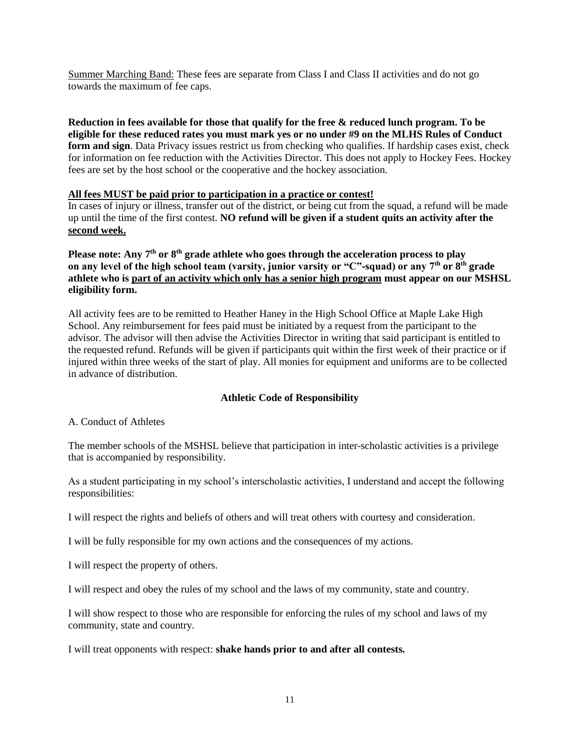<u>Summer Marching Band:</u> These fees are separate from Class I and Class II activities and do not go towards the maximum of fee caps.

**Reduction in fees available for those that qualify for the free & reduced lunch program. To be eligible for these reduced rates you must mark yes or no under #9 on the MLHS Rules of Conduct form and sign**. Data Privacy issues restrict us from checking who qualifies. If hardship cases exist, check for information on fee reduction with the Activities Director. This does not apply to Hockey Fees. Hockey fees are set by the host school or the cooperative and the hockey association.

**<u>All fees MUST be paid prior to participation in a practice or contest!</u>**
In cases of injury or illness, transfer out of the district, or being cut from the squad, a refund will be made up until the time of the first contest. **NO refund will be given if a student quits an activity after the <u>second week.</u>**

**Please note: Any 7th or 8th grade athlete who goes through the acceleration process to play on any level of the high school team (varsity, junior varsity or "C"-squad) or any 7th or 8th grade athlete who is <u>part of an activity which only has a senior high program</u> must appear on our MSHSL eligibility form.**

All activity fees are to be remitted to Heather Haney in the High School Office at Maple Lake High School. Any reimbursement for fees paid must be initiated by a request from the participant to the advisor. The advisor will then advise the Activities Director in writing that said participant is entitled to the requested refund. Refunds will be given if participants quit within the first week of their practice or if injured within three weeks of the start of play. All monies for equipment and uniforms are to be collected in advance of distribution.

## Athletic Code of Responsibility

A. Conduct of Athletes

The member schools of the MSHSL believe that participation in inter-scholastic activities is a privilege that is accompanied by responsibility.

As a student participating in my school's interscholastic activities, I understand and accept the following responsibilities:

I will respect the rights and beliefs of others and will treat others with courtesy and consideration.

I will be fully responsible for my own actions and the consequences of my actions.

I will respect the property of others.

I will respect and obey the rules of my school and the laws of my community, state and country.

I will show respect to those who are responsible for enforcing the rules of my school and laws of my community, state and country.

I will treat opponents with respect: **shake hands prior to and after all contests.**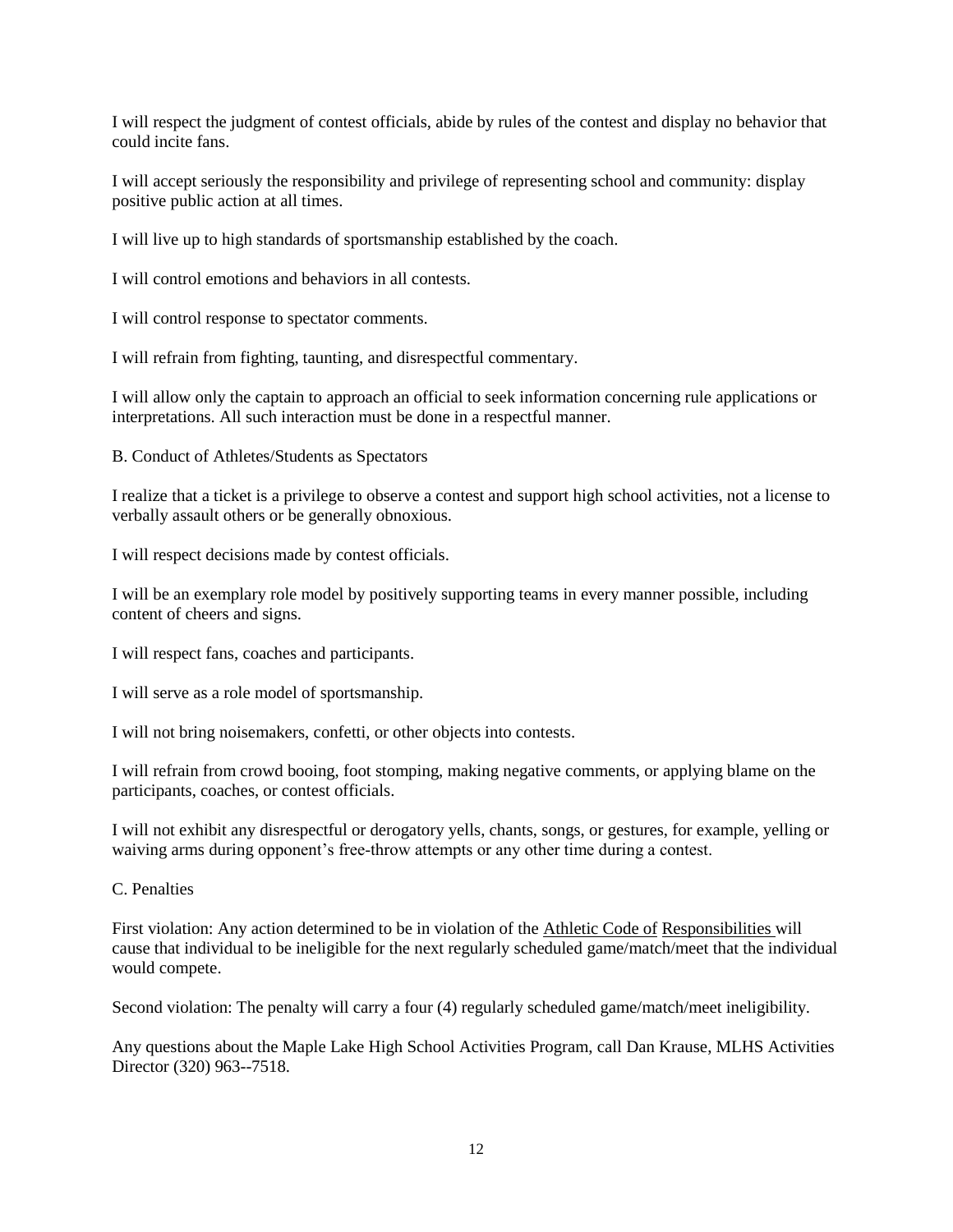I will respect the judgment of contest officials, abide by rules of the contest and display no behavior that could incite fans.

I will accept seriously the responsibility and privilege of representing school and community: display positive public action at all times.

I will live up to high standards of sportsmanship established by the coach.

I will control emotions and behaviors in all contests.

I will control response to spectator comments.

I will refrain from fighting, taunting, and disrespectful commentary.

I will allow only the captain to approach an official to seek information concerning rule applications or interpretations. All such interaction must be done in a respectful manner.

B. Conduct of Athletes/Students as Spectators

I realize that a ticket is a privilege to observe a contest and support high school activities, not a license to verbally assault others or be generally obnoxious.

I will respect decisions made by contest officials.

I will be an exemplary role model by positively supporting teams in every manner possible, including content of cheers and signs.

I will respect fans, coaches and participants.

I will serve as a role model of sportsmanship.

I will not bring noisemakers, confetti, or other objects into contests.

I will refrain from crowd booing, foot stomping, making negative comments, or applying blame on the participants, coaches, or contest officials.

I will not exhibit any disrespectful or derogatory yells, chants, songs, or gestures, for example, yelling or waiving arms during opponent's free-throw attempts or any other time during a contest.

C. Penalties

First violation: Any action determined to be in violation of the Athletic Code of Responsibilities will cause that individual to be ineligible for the next regularly scheduled game/match/meet that the individual would compete.

Second violation: The penalty will carry a four (4) regularly scheduled game/match/meet ineligibility.

Any questions about the Maple Lake High School Activities Program, call Dan Krause, MLHS Activities Director (320) 963--7518.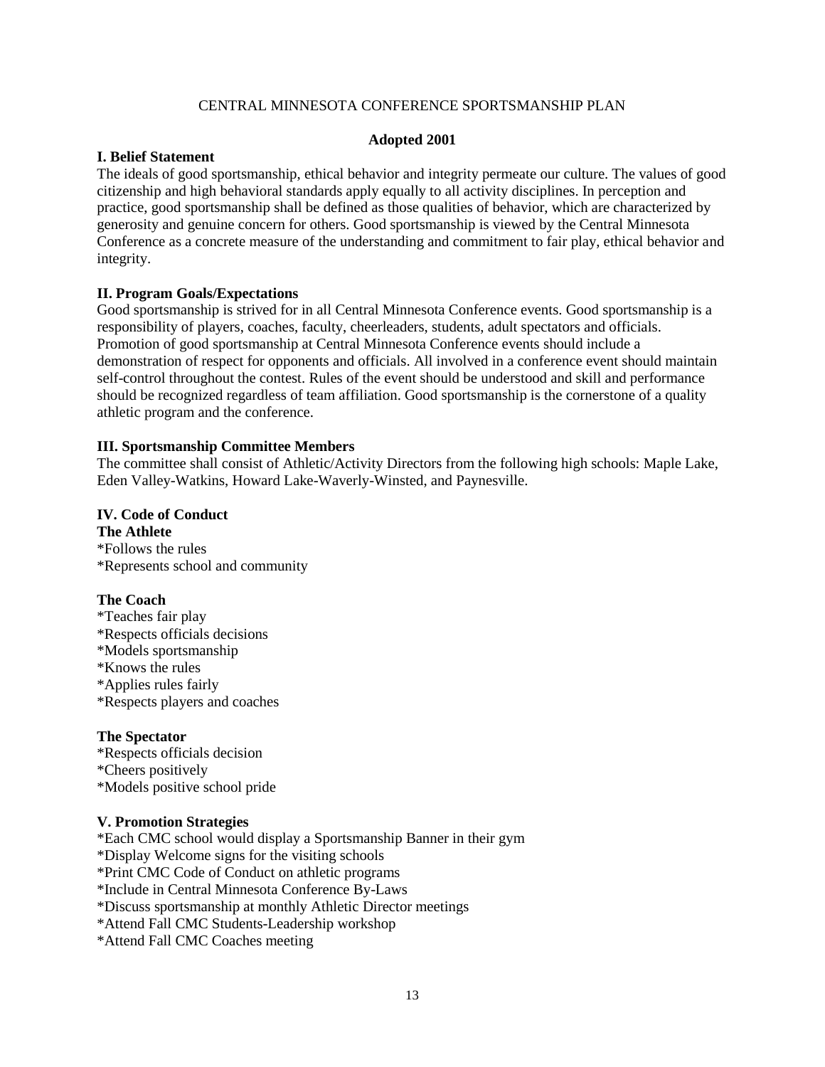# CENTRAL MINNESOTA CONFERENCE SPORTSMANSHIP PLAN

**Adopted 2001**

## I. Belief Statement

The ideals of good sportsmanship, ethical behavior and integrity permeate our culture. The values of good citizenship and high behavioral standards apply equally to all activity disciplines. In perception and practice, good sportsmanship shall be defined as those qualities of behavior, which are characterized by generosity and genuine concern for others. Good sportsmanship is viewed by the Central Minnesota Conference as a concrete measure of the understanding and commitment to fair play, ethical behavior and integrity.

## II. Program Goals/Expectations

Good sportsmanship is strived for in all Central Minnesota Conference events. Good sportsmanship is a responsibility of players, coaches, faculty, cheerleaders, students, adult spectators and officials. Promotion of good sportsmanship at Central Minnesota Conference events should include a demonstration of respect for opponents and officials. All involved in a conference event should maintain self-control throughout the contest. Rules of the event should be understood and skill and performance should be recognized regardless of team affiliation. Good sportsmanship is the cornerstone of a quality athletic program and the conference.

## III. Sportsmanship Committee Members

The committee shall consist of Athletic/Activity Directors from the following high schools: Maple Lake, Eden Valley-Watkins, Howard Lake-Waverly-Winsted, and Paynesville.

## IV. Code of Conduct

**The Athlete**

*Follows the rules
*Represents school and community

**The Coach**

*Teaches fair play
*Respects officials decisions
*Models sportsmanship
*Knows the rules
*Applies rules fairly
*Respects players and coaches

**The Spectator**

*Respects officials decision
*Cheers positively
*Models positive school pride

## V. Promotion Strategies

*Each CMC school would display a Sportsmanship Banner in their gym
*Display Welcome signs for the visiting schools
*Print CMC Code of Conduct on athletic programs
*Include in Central Minnesota Conference By-Laws
*Discuss sportsmanship at monthly Athletic Director meetings
*Attend Fall CMC Students-Leadership workshop
*Attend Fall CMC Coaches meeting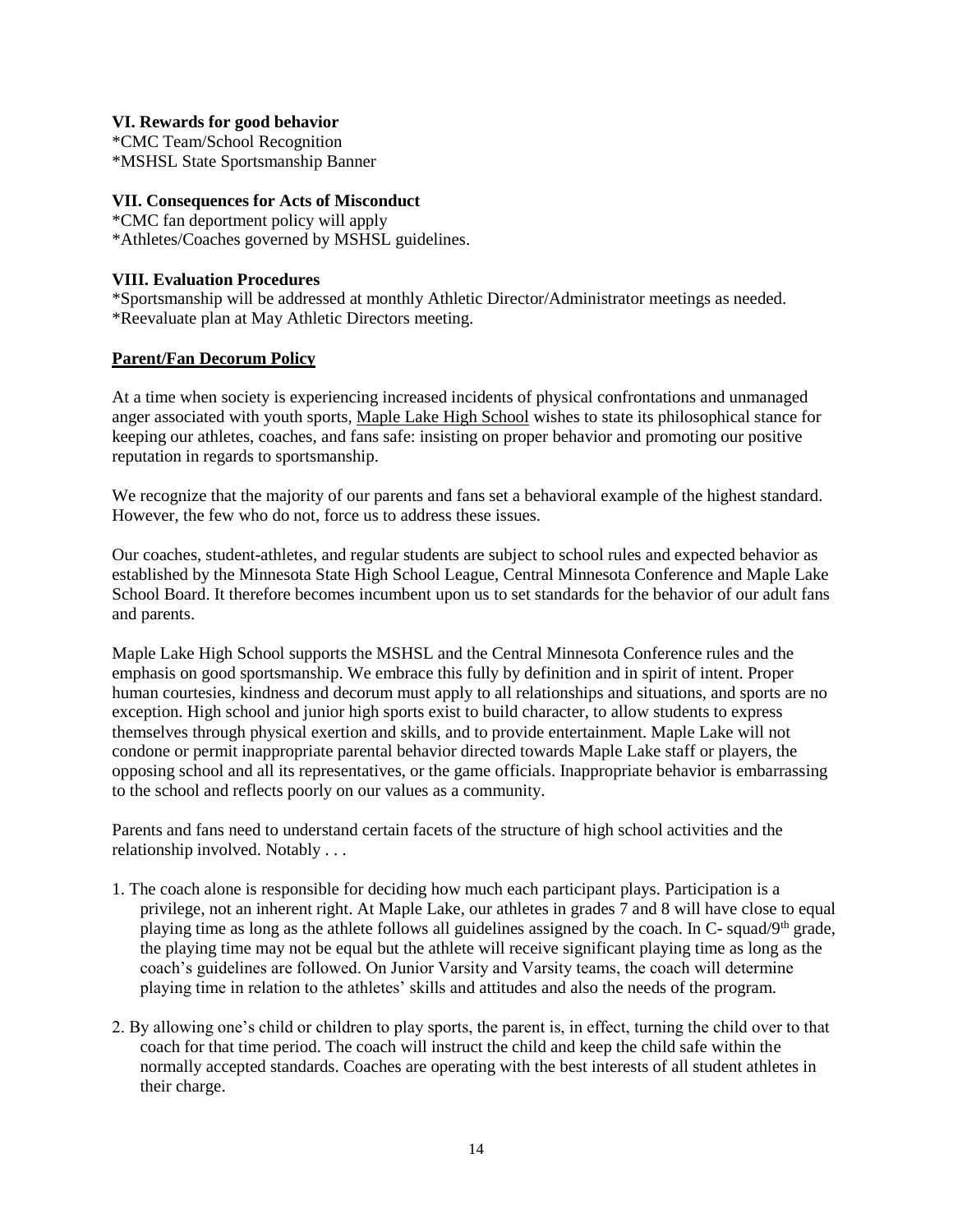### VI. Rewards for good behavior

*CMC Team/School Recognition
*MSHSL State Sportsmanship Banner

### VII. Consequences for Acts of Misconduct

*CMC fan deportment policy will apply
*Athletes/Coaches governed by MSHSL guidelines.

### VIII. Evaluation Procedures

*Sportsmanship will be addressed at monthly Athletic Director/Administrator meetings as needed.
*Reevaluate plan at May Athletic Directors meeting.

## Parent/Fan Decorum Policy

At a time when society is experiencing increased incidents of physical confrontations and unmanaged anger associated with youth sports, Maple Lake High School wishes to state its philosophical stance for keeping our athletes, coaches, and fans safe: insisting on proper behavior and promoting our positive reputation in regards to sportsmanship.

We recognize that the majority of our parents and fans set a behavioral example of the highest standard. However, the few who do not, force us to address these issues.

Our coaches, student-athletes, and regular students are subject to school rules and expected behavior as established by the Minnesota State High School League, Central Minnesota Conference and Maple Lake School Board. It therefore becomes incumbent upon us to set standards for the behavior of our adult fans and parents.

Maple Lake High School supports the MSHSL and the Central Minnesota Conference rules and the emphasis on good sportsmanship. We embrace this fully by definition and in spirit of intent. Proper human courtesies, kindness and decorum must apply to all relationships and situations, and sports are no exception. High school and junior high sports exist to build character, to allow students to express themselves through physical exertion and skills, and to provide entertainment. Maple Lake will not condone or permit inappropriate parental behavior directed towards Maple Lake staff or players, the opposing school and all its representatives, or the game officials. Inappropriate behavior is embarrassing to the school and reflects poorly on our values as a community.

Parents and fans need to understand certain facets of the structure of high school activities and the relationship involved. Notably . . .

1. The coach alone is responsible for deciding how much each participant plays. Participation is a privilege, not an inherent right. At Maple Lake, our athletes in grades 7 and 8 will have close to equal playing time as long as the athlete follows all guidelines assigned by the coach. In C- squad/9th grade, the playing time may not be equal but the athlete will receive significant playing time as long as the coach's guidelines are followed. On Junior Varsity and Varsity teams, the coach will determine playing time in relation to the athletes' skills and attitudes and also the needs of the program.

2. By allowing one's child or children to play sports, the parent is, in effect, turning the child over to that coach for that time period. The coach will instruct the child and keep the child safe within the normally accepted standards. Coaches are operating with the best interests of all student athletes in their charge.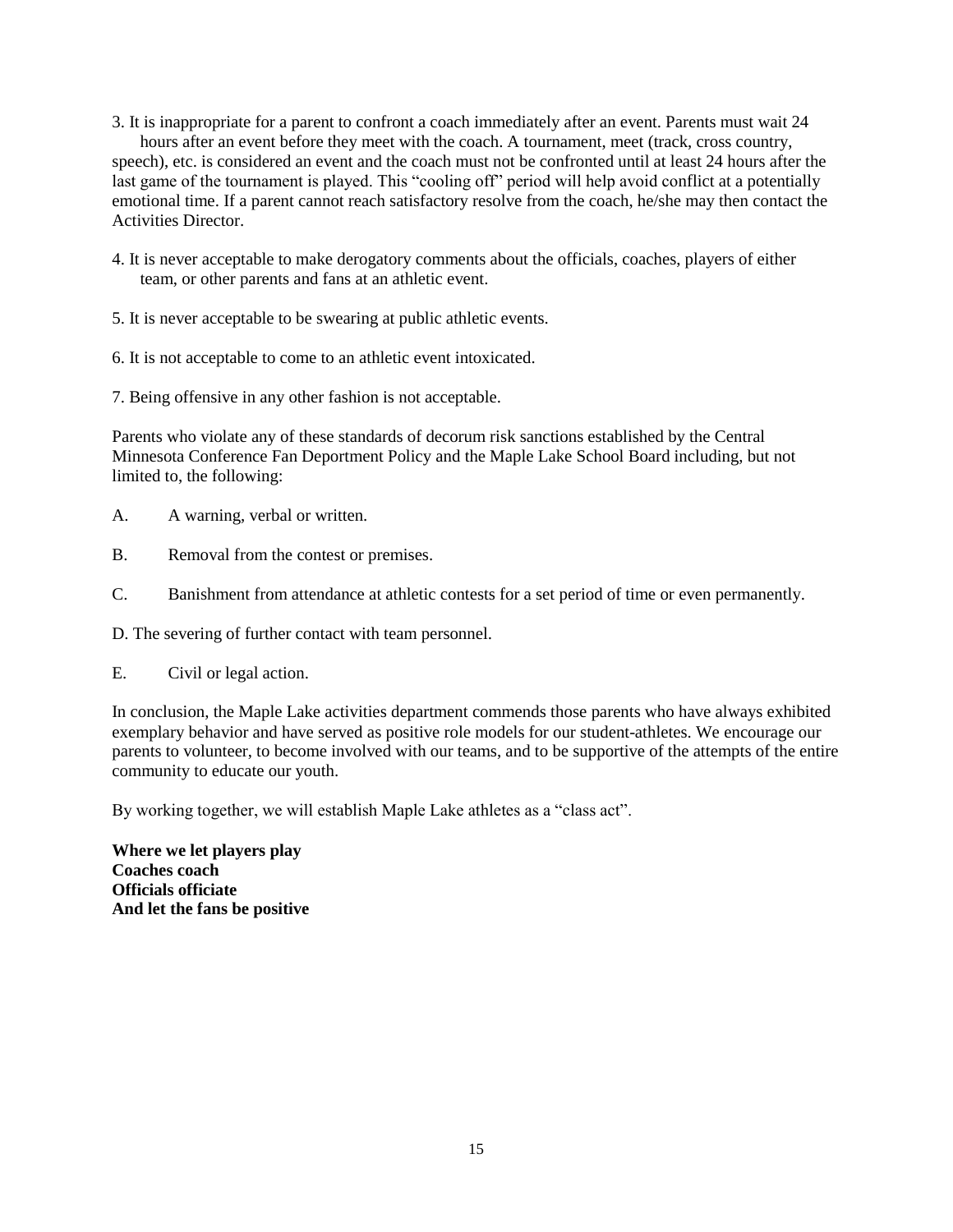3. It is inappropriate for a parent to confront a coach immediately after an event. Parents must wait 24 hours after an event before they meet with the coach. A tournament, meet (track, cross country, speech), etc. is considered an event and the coach must not be confronted until at least 24 hours after the last game of the tournament is played. This "cooling off" period will help avoid conflict at a potentially emotional time. If a parent cannot reach satisfactory resolve from the coach, he/she may then contact the Activities Director.

4. It is never acceptable to make derogatory comments about the officials, coaches, players of either team, or other parents and fans at an athletic event.

5. It is never acceptable to be swearing at public athletic events.

6. It is not acceptable to come to an athletic event intoxicated.

7. Being offensive in any other fashion is not acceptable.

Parents who violate any of these standards of decorum risk sanctions established by the Central Minnesota Conference Fan Deportment Policy and the Maple Lake School Board including, but not limited to, the following:

A. A warning, verbal or written.

B. Removal from the contest or premises.

C. Banishment from attendance at athletic contests for a set period of time or even permanently.

D. The severing of further contact with team personnel.

E. Civil or legal action.

In conclusion, the Maple Lake activities department commends those parents who have always exhibited exemplary behavior and have served as positive role models for our student-athletes. We encourage our parents to volunteer, to become involved with our teams, and to be supportive of the attempts of the entire community to educate our youth.

By working together, we will establish Maple Lake athletes as a "class act".

**Where we let players play**
**Coaches coach**
**Officials officiate**
**And let the fans be positive**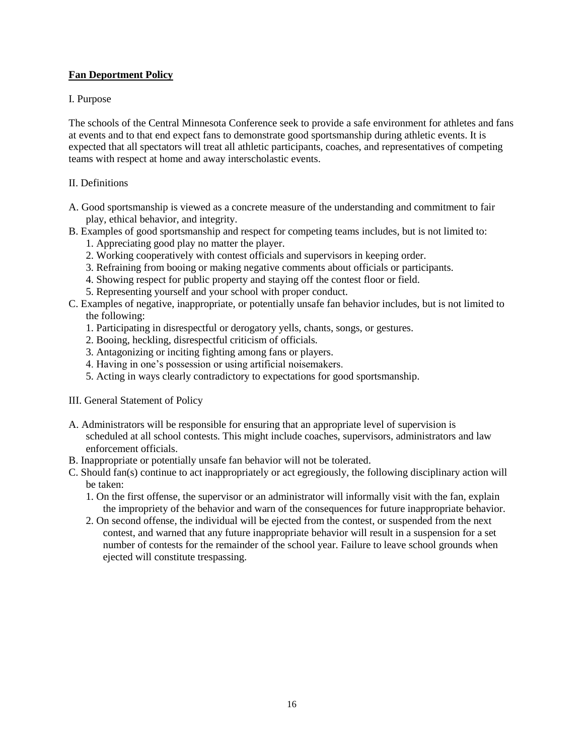**Fan Deportment Policy**

I. Purpose

The schools of the Central Minnesota Conference seek to provide a safe environment for athletes and fans at events and to that end expect fans to demonstrate good sportsmanship during athletic events. It is expected that all spectators will treat all athletic participants, coaches, and representatives of competing teams with respect at home and away interscholastic events.

II. Definitions

A. Good sportsmanship is viewed as a concrete measure of the understanding and commitment to fair play, ethical behavior, and integrity.

B. Examples of good sportsmanship and respect for competing teams includes, but is not limited to:
   1. Appreciating good play no matter the player.
   2. Working cooperatively with contest officials and supervisors in keeping order.
   3. Refraining from booing or making negative comments about officials or participants.
   4. Showing respect for public property and staying off the contest floor or field.
   5. Representing yourself and your school with proper conduct.

C. Examples of negative, inappropriate, or potentially unsafe fan behavior includes, but is not limited to the following:
   1. Participating in disrespectful or derogatory yells, chants, songs, or gestures.
   2. Booing, heckling, disrespectful criticism of officials.
   3. Antagonizing or inciting fighting among fans or players.
   4. Having in one's possession or using artificial noisemakers.
   5. Acting in ways clearly contradictory to expectations for good sportsmanship.

III. General Statement of Policy

A. Administrators will be responsible for ensuring that an appropriate level of supervision is scheduled at all school contests. This might include coaches, supervisors, administrators and law enforcement officials.

B. Inappropriate or potentially unsafe fan behavior will not be tolerated.

C. Should fan(s) continue to act inappropriately or act egregiously, the following disciplinary action will be taken:
   1. On the first offense, the supervisor or an administrator will informally visit with the fan, explain the impropriety of the behavior and warn of the consequences for future inappropriate behavior.
   2. On second offense, the individual will be ejected from the contest, or suspended from the next contest, and warned that any future inappropriate behavior will result in a suspension for a set number of contests for the remainder of the school year. Failure to leave school grounds when ejected will constitute trespassing.